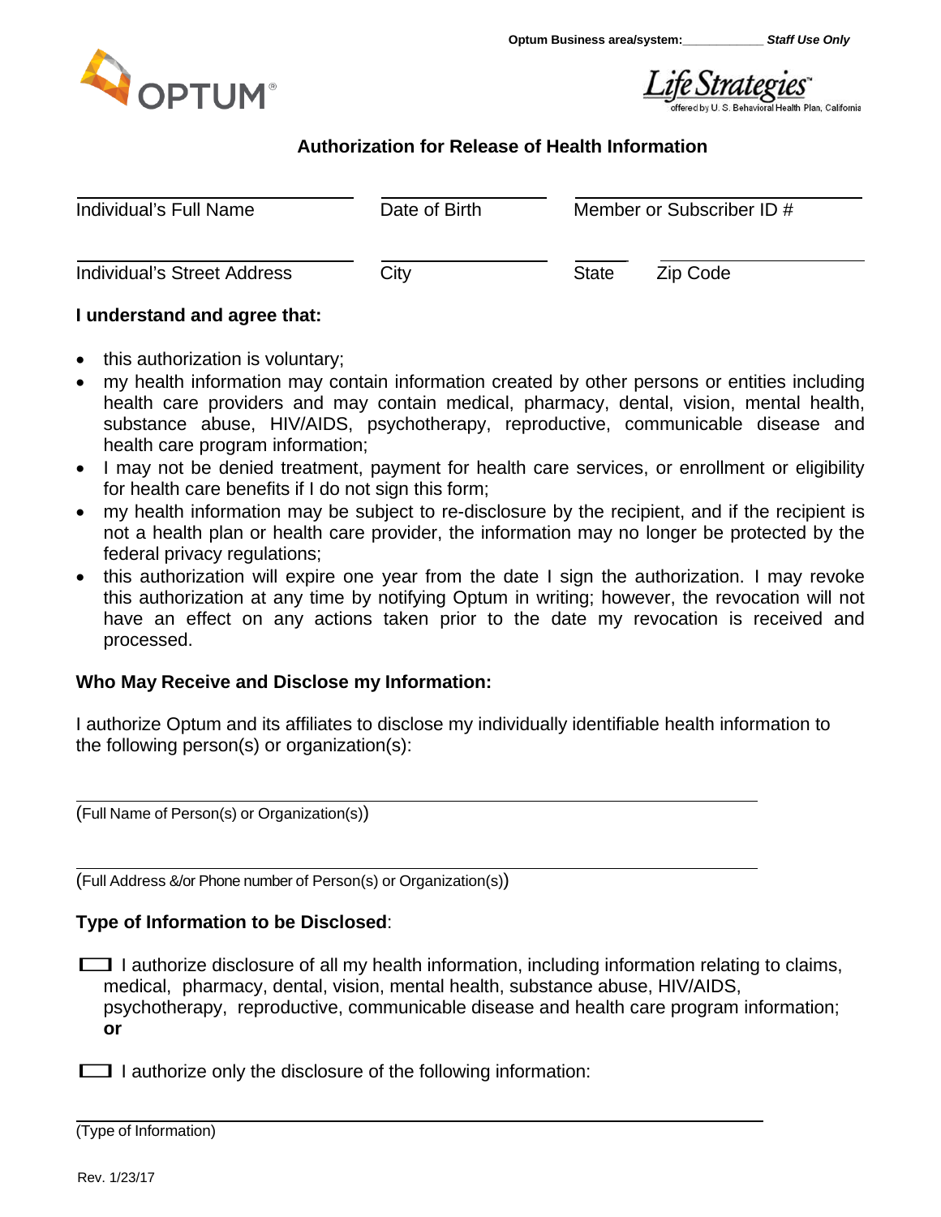Optum Business area/system:___________ ***Staff Use Only***

OPTUM®

Life Strategies™ offered by U. S. Behavioral Health Plan, California

## Authorization for Release of Health Information

| Individual's Full Name | Date of Birth | Member or Subscriber ID # | |
|---|---|---|---|
| Individual's Street Address | City | State | Zip Code |

**I understand and agree that:**

- this authorization is voluntary;
- my health information may contain information created by other persons or entities including health care providers and may contain medical, pharmacy, dental, vision, mental health, substance abuse, HIV/AIDS, psychotherapy, reproductive, communicable disease and health care program information;
- I may not be denied treatment, payment for health care services, or enrollment or eligibility for health care benefits if I do not sign this form;
- my health information may be subject to re-disclosure by the recipient, and if the recipient is not a health plan or health care provider, the information may no longer be protected by the federal privacy regulations;
- this authorization will expire one year from the date I sign the authorization. I may revoke this authorization at any time by notifying Optum in writing; however, the revocation will not have an effect on any actions taken prior to the date my revocation is received and processed.

**Who May Receive and Disclose my Information:**

I authorize Optum and its affiliates to disclose my individually identifiable health information to the following person(s) or organization(s):

______________________________________________
(Full Name of Person(s) or Organization(s))

______________________________________________
(Full Address &/or Phone number of Person(s) or Organization(s))

**Type of Information to be Disclosed**:

☐ I authorize disclosure of all my health information, including information relating to claims, medical, pharmacy, dental, vision, mental health, substance abuse, HIV/AIDS, psychotherapy, reproductive, communicable disease and health care program information; **or**

☐ I authorize only the disclosure of the following information:

______________________________________________
(Type of Information)

Rev. 1/23/17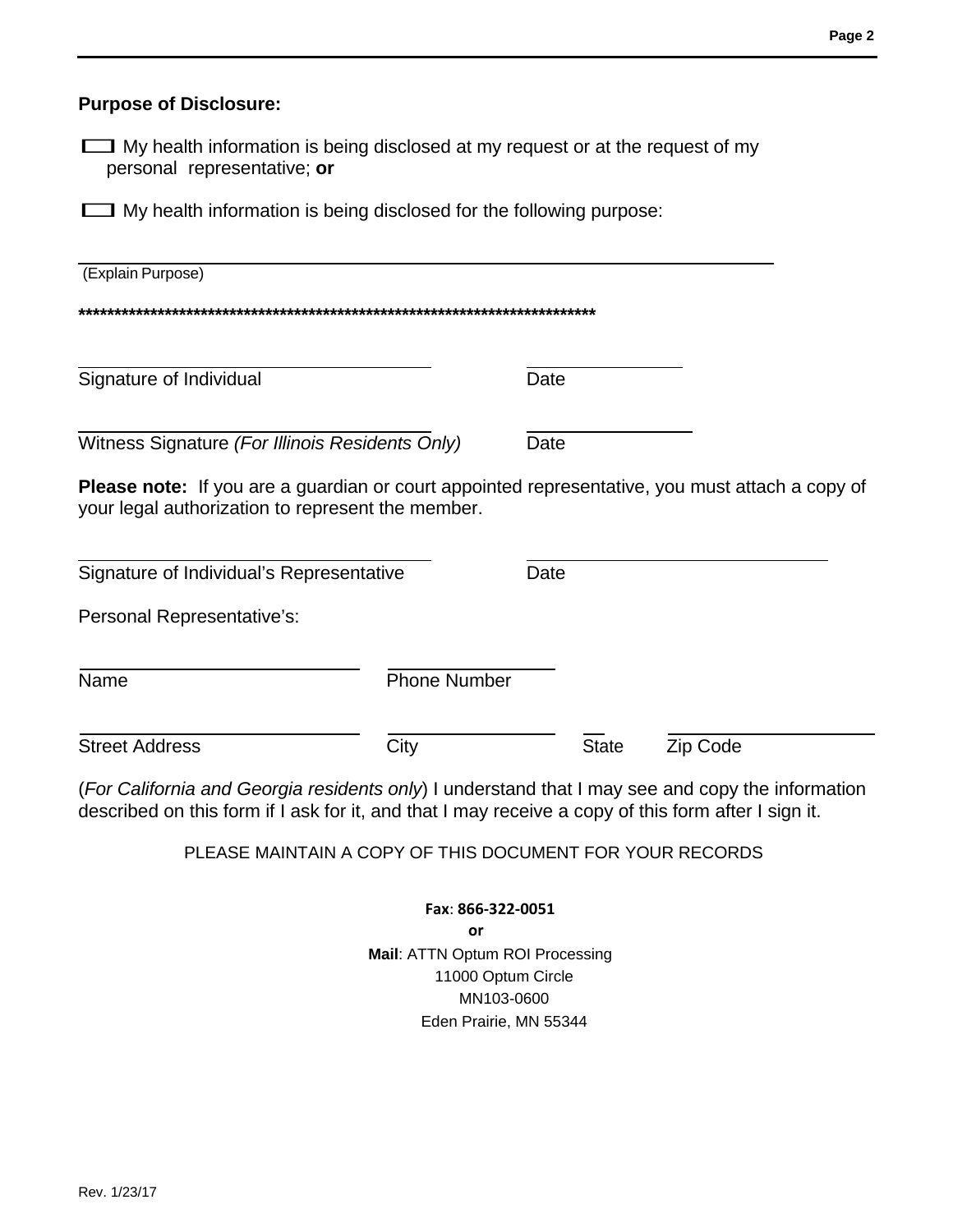**Purpose of Disclosure:**

☐ My health information is being disclosed at my request or at the request of my personal representative; **or**

☐ My health information is being disclosed for the following purpose:

______________________________________________________________________
(Explain Purpose)

***************************************************************************

______________________________ ______________
Signature of Individual Date

______________________________ ______________
Witness Signature *(For Illinois Residents Only)* Date

**Please note:** If you are a guardian or court appointed representative, you must attach a copy of your legal authorization to represent the member.

______________________________ ______________
Signature of Individual's Representative Date

Personal Representative's:

______________________________ ______________
Name Phone Number

______________________________ ______________ ____ ______________
Street Address City State Zip Code

(*For California and Georgia residents only*) I understand that I may see and copy the information described on this form if I ask for it, and that I may receive a copy of this form after I sign it.

PLEASE MAINTAIN A COPY OF THIS DOCUMENT FOR YOUR RECORDS

**Fax**: **866-322-0051**

**or**

**Mail**: ATTN Optum ROI Processing
11000 Optum Circle
MN103-0600
Eden Prairie, MN 55344

Rev. 1/23/17